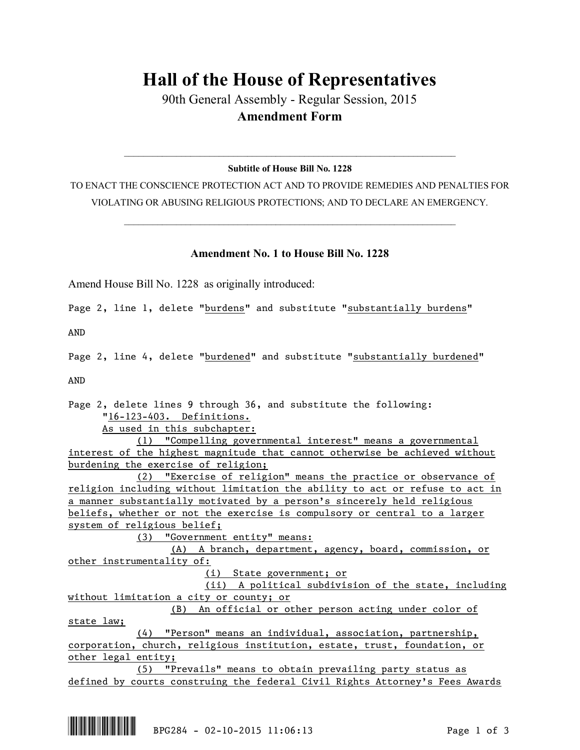# Hall of the House of Representatives

90th General Assembly - Regular Session, 2015

**Amendment Form**

---

**Subtitle of House Bill No. 1228**

TO ENACT THE CONSCIENCE PROTECTION ACT AND TO PROVIDE REMEDIES AND PENALTIES FOR VIOLATING OR ABUSING RELIGIOUS PROTECTIONS; AND TO DECLARE AN EMERGENCY.

---

## Amendment No. 1 to House Bill No. 1228

Amend House Bill No. 1228 as originally introduced:

Page 2, line 1, delete "burdens" and substitute "substantially burdens"

AND

Page 2, line 4, delete "burdened" and substitute "substantially burdened"

AND

Page 2, delete lines 9 through 36, and substitute the following:

"16-123-403. Definitions.

As used in this subchapter:

(1) "Compelling governmental interest" means a governmental interest of the highest magnitude that cannot otherwise be achieved without burdening the exercise of religion;

(2) "Exercise of religion" means the practice or observance of religion including without limitation the ability to act or refuse to act in a manner substantially motivated by a person's sincerely held religious beliefs, whether or not the exercise is compulsory or central to a larger system of religious belief;

(3) "Government entity" means:

(A) A branch, department, agency, board, commission, or other instrumentality of:

(i) State government; or

(ii) A political subdivision of the state, including without limitation a city or county; or

(B) An official or other person acting under color of state law;

(4) "Person" means an individual, association, partnership, corporation, church, religious institution, estate, trust, foundation, or other legal entity;

(5) "Prevails" means to obtain prevailing party status as defined by courts construing the federal Civil Rights Attorney's Fees Awards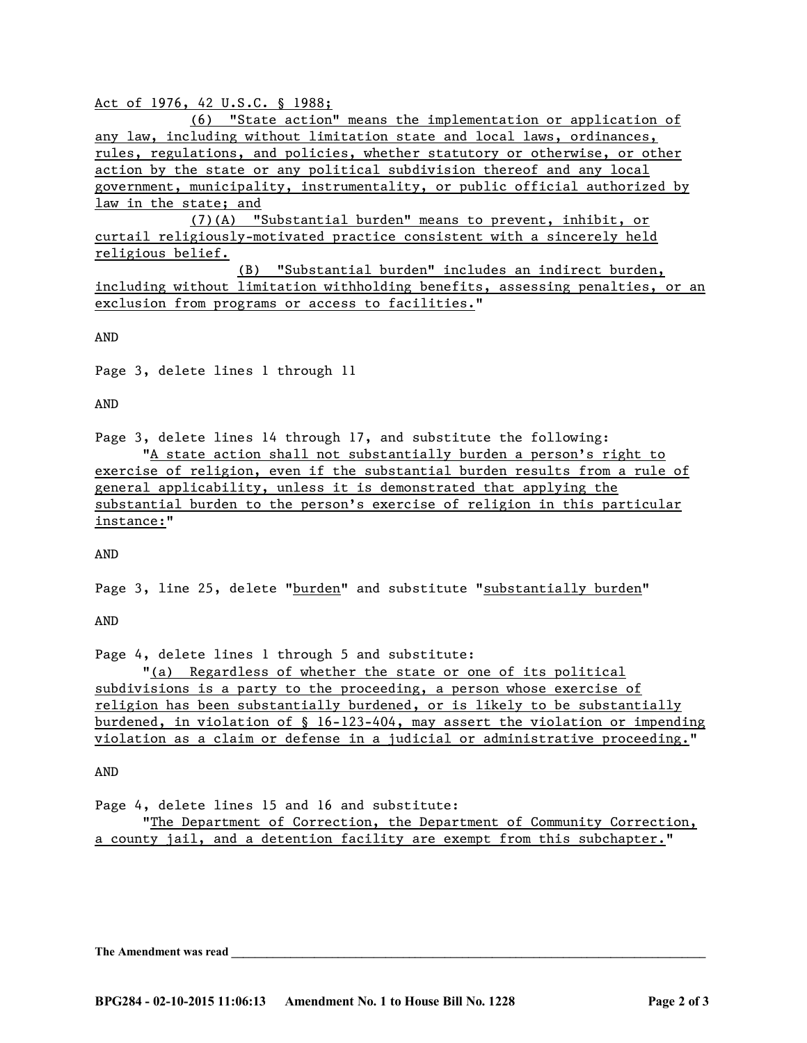Act of 1976, 42 U.S.C. § 1988;

(6) "State action" means the implementation or application of any law, including without limitation state and local laws, ordinances, rules, regulations, and policies, whether statutory or otherwise, or other action by the state or any political subdivision thereof and any local government, municipality, instrumentality, or public official authorized by law in the state; and

(7)(A) "Substantial burden" means to prevent, inhibit, or curtail religiously-motivated practice consistent with a sincerely held religious belief.

(B) "Substantial burden" includes an indirect burden, including without limitation withholding benefits, assessing penalties, or an exclusion from programs or access to facilities."

AND

Page 3, delete lines 1 through 11

AND

Page 3, delete lines 14 through 17, and substitute the following:

"A state action shall not substantially burden a person's right to exercise of religion, even if the substantial burden results from a rule of general applicability, unless it is demonstrated that applying the substantial burden to the person's exercise of religion in this particular instance:"

AND

Page 3, line 25, delete "burden" and substitute "substantially burden"

AND

Page 4, delete lines 1 through 5 and substitute:

"(a) Regardless of whether the state or one of its political subdivisions is a party to the proceeding, a person whose exercise of religion has been substantially burdened, or is likely to be substantially burdened, in violation of § 16-123-404, may assert the violation or impending violation as a claim or defense in a judicial or administrative proceeding."

AND

Page 4, delete lines 15 and 16 and substitute:

"The Department of Correction, the Department of Community Correction, a county jail, and a detention facility are exempt from this subchapter."

**The Amendment was read** ______________________________________________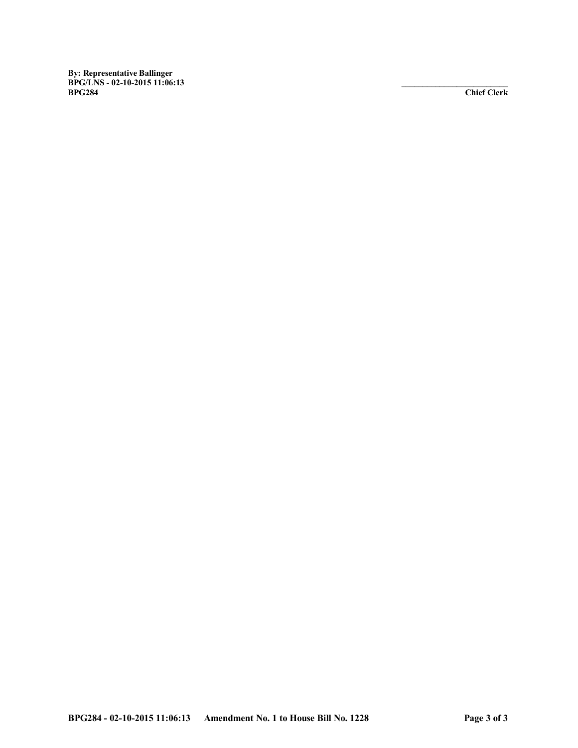**By: Representative Ballinger**
**BPG/LNS - 02-10-2015 11:06:13**
**BPG284**

\_\_\_\_\_\_\_\_\_\_\_\_\_\_\_\_\_\_\_\_\_\_\_\_\_\_
**Chief Clerk**